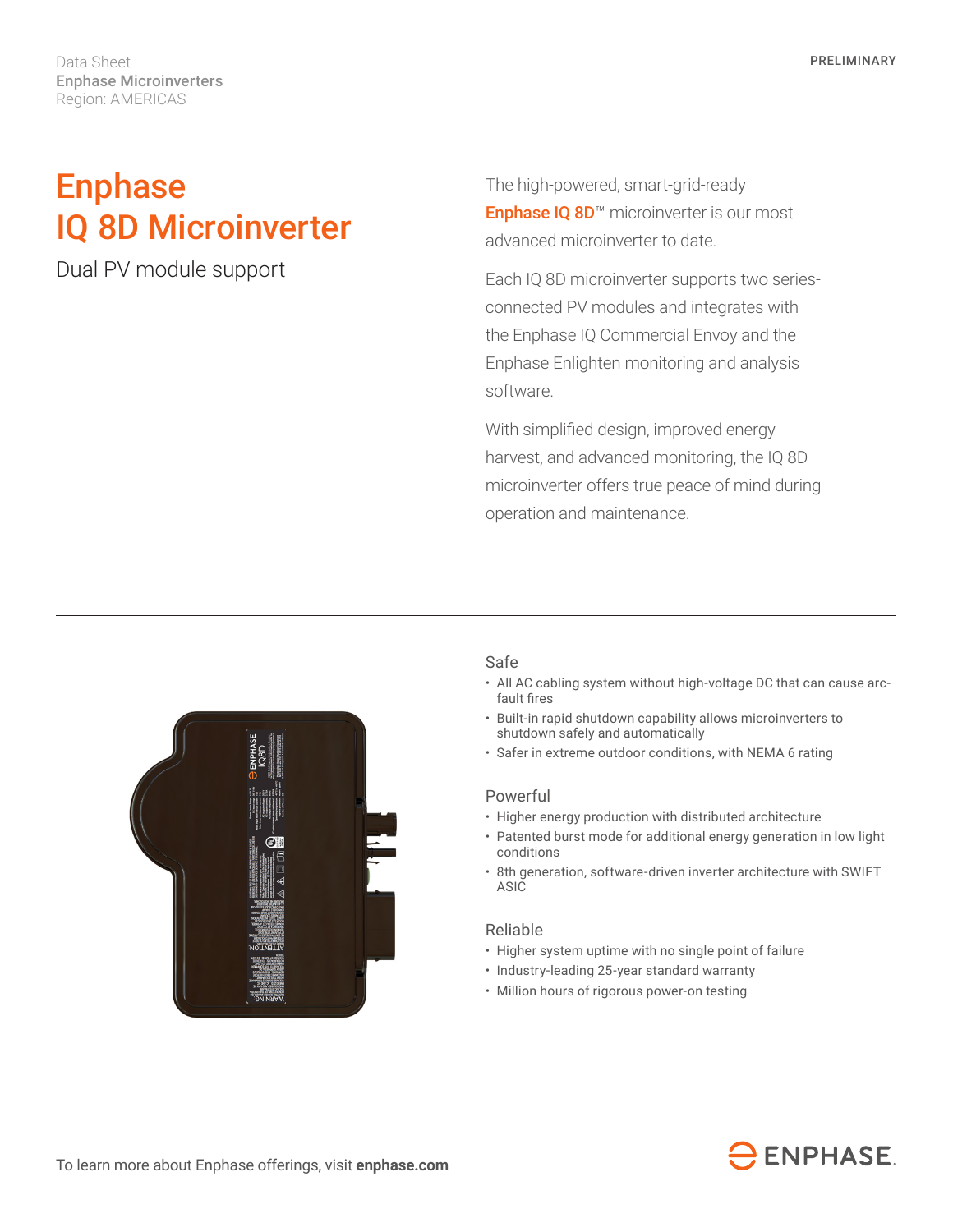Data Sheet
**Enphase Microinverters**
Region: AMERICAS

PRELIMINARY

# Enphase IQ 8D Microinverter

## Dual PV module support

The high-powered, smart-grid-ready **Enphase IQ 8D**™ microinverter is our most advanced microinverter to date.

Each IQ 8D microinverter supports two series-connected PV modules and integrates with the Enphase IQ Commercial Envoy and the Enphase Enlighten monitoring and analysis software.

With simplified design, improved energy harvest, and advanced monitoring, the IQ 8D microinverter offers true peace of mind during operation and maintenance.

### Safe

- All AC cabling system without high-voltage DC that can cause arc-fault fires
- Built-in rapid shutdown capability allows microinverters to shutdown safely and automatically
- Safer in extreme outdoor conditions, with NEMA 6 rating

### Powerful

- Higher energy production with distributed architecture
- Patented burst mode for additional energy generation in low light conditions
- 8th generation, software-driven inverter architecture with SWIFT ASIC

### Reliable

- Higher system uptime with no single point of failure
- Industry-leading 25-year standard warranty
- Million hours of rigorous power-on testing

To learn more about Enphase offerings, visit **enphase.com**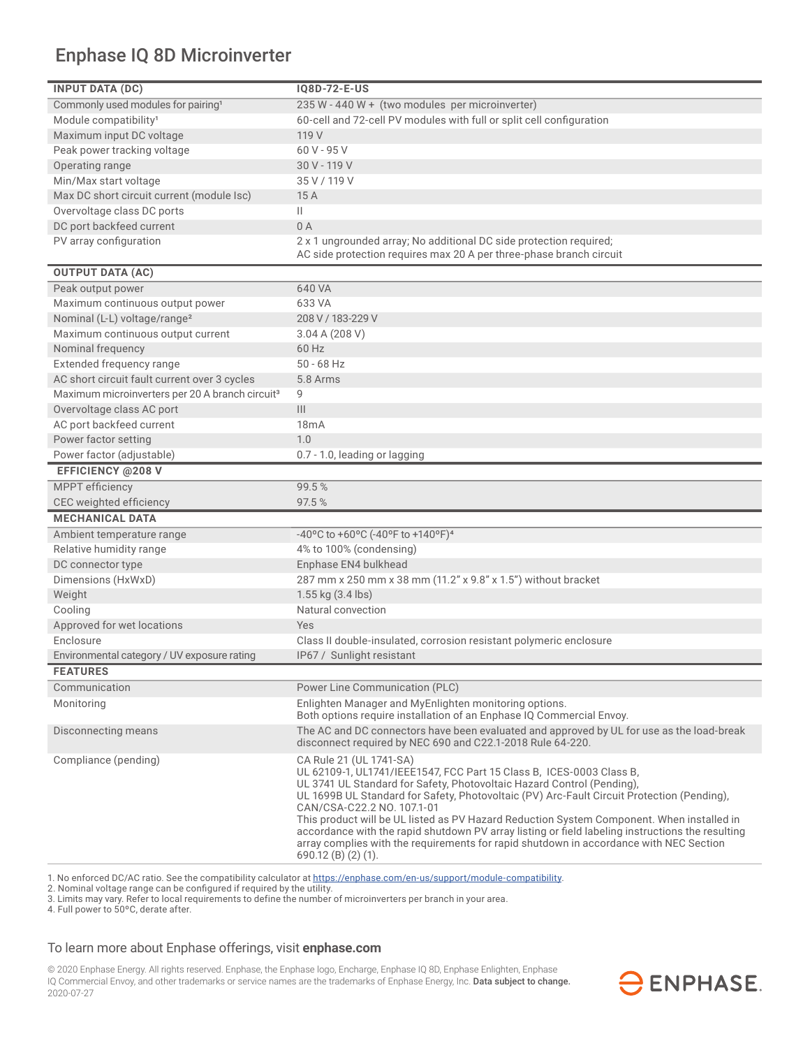# Enphase IQ 8D Microinverter

| INPUT DATA (DC) | IQ8D-72-E-US |
|---|---|
| Commonly used modules for pairing[1] | 235 W - 440 W + (two modules per microinverter) |
| Module compatibility[1] | 60-cell and 72-cell PV modules with full or split cell configuration |
| Maximum input DC voltage | 119 V |
| Peak power tracking voltage | 60 V - 95 V |
| Operating range | 30 V - 119 V |
| Min/Max start voltage | 35 V / 119 V |
| Max DC short circuit current (module Isc) | 15 A |
| Overvoltage class DC ports | II |
| DC port backfeed current | 0 A |
| PV array configuration | 2 x 1 ungrounded array; No additional DC side protection required; AC side protection requires max 20 A per three-phase branch circuit |
| **OUTPUT DATA (AC)** | |
| Peak output power | 640 VA |
| Maximum continuous output power | 633 VA |
| Nominal (L-L) voltage/range[2] | 208 V / 183-229 V |
| Maximum continuous output current | 3.04 A (208 V) |
| Nominal frequency | 60 Hz |
| Extended frequency range | 50 - 68 Hz |
| AC short circuit fault current over 3 cycles | 5.8 Arms |
| Maximum microinverters per 20 A branch circuit[3] | 9 |
| Overvoltage class AC port | III |
| AC port backfeed current | 18mA |
| Power factor setting | 1.0 |
| Power factor (adjustable) | 0.7 - 1.0, leading or lagging |
| **EFFICIENCY @208 V** | |
| MPPT efficiency | 99.5 % |
| CEC weighted efficiency | 97.5 % |
| **MECHANICAL DATA** | |
| Ambient temperature range | -40ºC to +60ºC (-40ºF to +140ºF)[4] |
| Relative humidity range | 4% to 100% (condensing) |
| DC connector type | Enphase EN4 bulkhead |
| Dimensions (HxWxD) | 287 mm x 250 mm x 38 mm (11.2" x 9.8" x 1.5") without bracket |
| Weight | 1.55 kg (3.4 lbs) |
| Cooling | Natural convection |
| Approved for wet locations | Yes |
| Enclosure | Class II double-insulated, corrosion resistant polymeric enclosure |
| Environmental category / UV exposure rating | IP67 / Sunlight resistant |
| **FEATURES** | |
| Communication | Power Line Communication (PLC) |
| Monitoring | Enlighten Manager and MyEnlighten monitoring options. Both options require installation of an Enphase IQ Commercial Envoy. |
| Disconnecting means | The AC and DC connectors have been evaluated and approved by UL for use as the load-break disconnect required by NEC 690 and C22.1-2018 Rule 64-220. |
| Compliance (pending) | CA Rule 21 (UL 1741-SA) UL 62109-1, UL1741/IEEE1547, FCC Part 15 Class B, ICES-0003 Class B, UL 3741 UL Standard for Safety, Photovoltaic Hazard Control (Pending), UL 1699B UL Standard for Safety, Photovoltaic (PV) Arc-Fault Circuit Protection (Pending), CAN/CSA-C22.2 NO. 107.1-01 This product will be UL listed as PV Hazard Reduction System Component. When installed in accordance with the rapid shutdown PV array listing or field labeling instructions the resulting array complies with the requirements for rapid shutdown in accordance with NEC Section 690.12 (B) (2) (1). |

1. No enforced DC/AC ratio. See the compatibility calculator at https://enphase.com/en-us/support/module-compatibility.
2. Nominal voltage range can be configured if required by the utility.
3. Limits may vary. Refer to local requirements to define the number of microinverters per branch in your area.
4. Full power to 50ºC, derate after.

To learn more about Enphase offerings, visit **enphase.com**

© 2020 Enphase Energy. All rights reserved. Enphase, the Enphase logo, Encharge, Enphase IQ 8D, Enphase Enlighten, Enphase IQ Commercial Envoy, and other trademarks or service names are the trademarks of Enphase Energy, Inc. **Data subject to change.**
2020-07-27

ENPHASE.